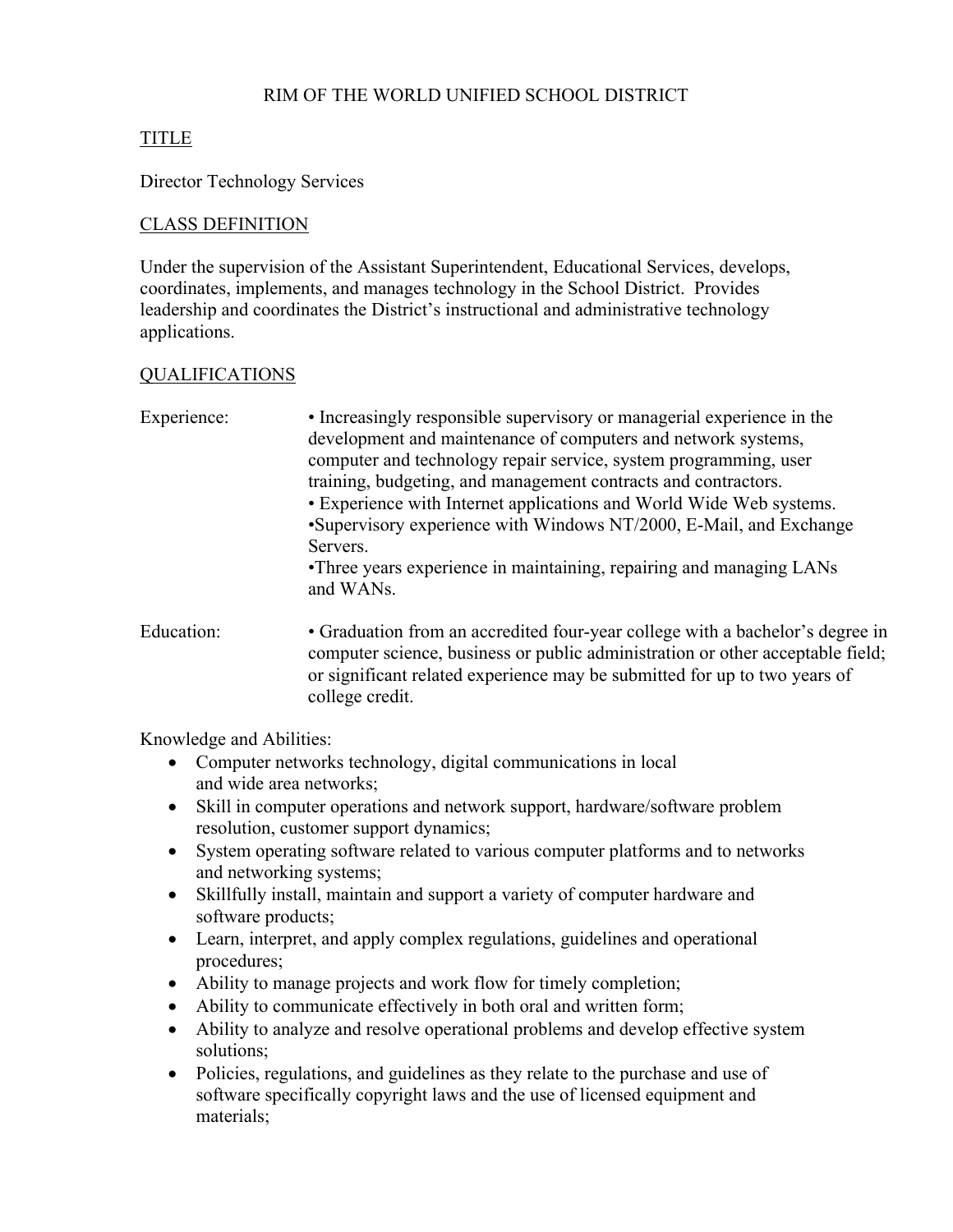# RIM OF THE WORLD UNIFIED SCHOOL DISTRICT

## TITLE

Director Technology Services

## CLASS DEFINITION

Under the supervision of the Assistant Superintendent, Educational Services, develops, coordinates, implements, and manages technology in the School District. Provides leadership and coordinates the District's instructional and administrative technology applications.

## QUALIFICATIONS

**Experience:**

- Increasingly responsible supervisory or managerial experience in the development and maintenance of computers and network systems, computer and technology repair service, system programming, user training, budgeting, and management contracts and contractors.
- Experience with Internet applications and World Wide Web systems.
- Supervisory experience with Windows NT/2000, E-Mail, and Exchange Servers.
- Three years experience in maintaining, repairing and managing LANs and WANs.

**Education:**

- Graduation from an accredited four-year college with a bachelor's degree in computer science, business or public administration or other acceptable field; or significant related experience may be submitted for up to two years of college credit.

Knowledge and Abilities:

- Computer networks technology, digital communications in local and wide area networks;
- Skill in computer operations and network support, hardware/software problem resolution, customer support dynamics;
- System operating software related to various computer platforms and to networks and networking systems;
- Skillfully install, maintain and support a variety of computer hardware and software products;
- Learn, interpret, and apply complex regulations, guidelines and operational procedures;
- Ability to manage projects and work flow for timely completion;
- Ability to communicate effectively in both oral and written form;
- Ability to analyze and resolve operational problems and develop effective system solutions;
- Policies, regulations, and guidelines as they relate to the purchase and use of software specifically copyright laws and the use of licensed equipment and materials;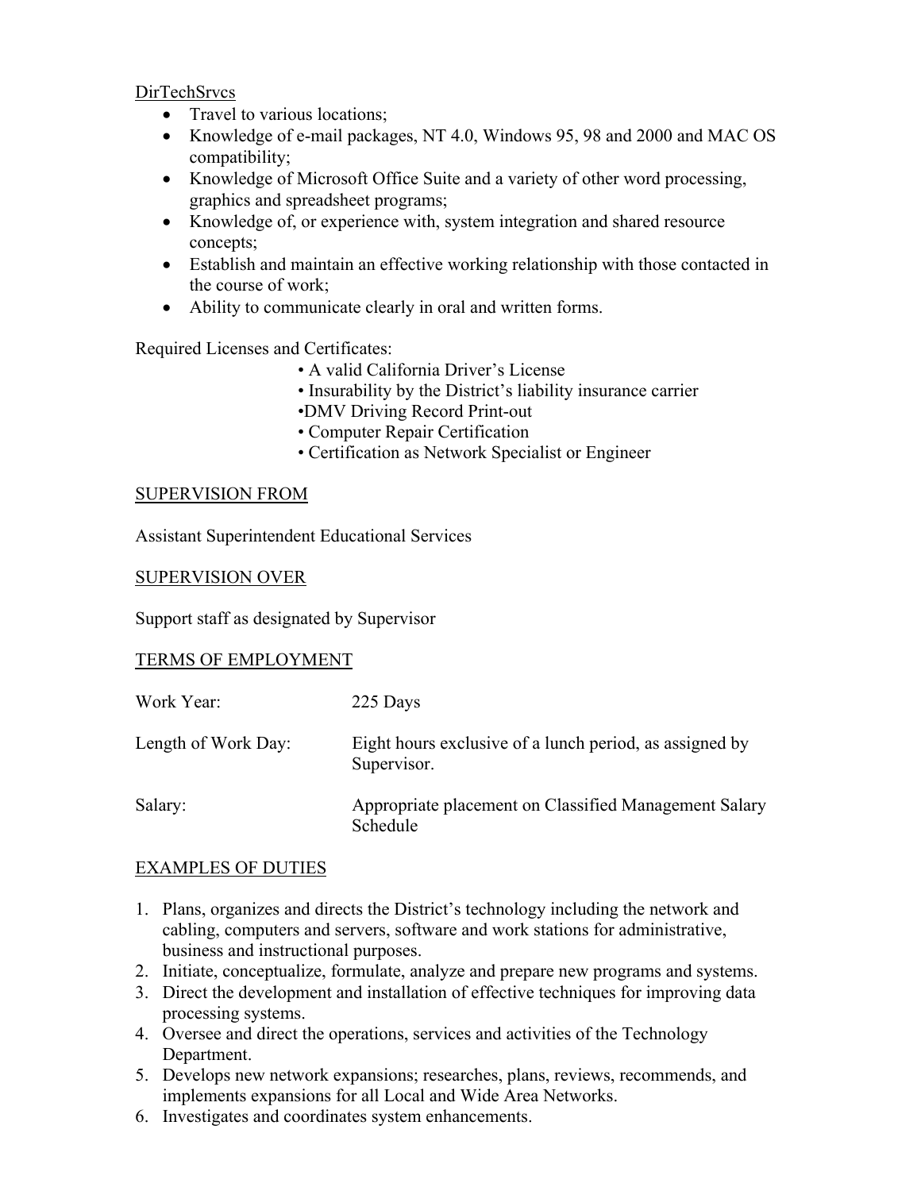DirTechSrvcs

- Travel to various locations;
- Knowledge of e-mail packages, NT 4.0, Windows 95, 98 and 2000 and MAC OS compatibility;
- Knowledge of Microsoft Office Suite and a variety of other word processing, graphics and spreadsheet programs;
- Knowledge of, or experience with, system integration and shared resource concepts;
- Establish and maintain an effective working relationship with those contacted in the course of work;
- Ability to communicate clearly in oral and written forms.

Required Licenses and Certificates:

- A valid California Driver's License
- Insurability by the District's liability insurance carrier
- DMV Driving Record Print-out
- Computer Repair Certification
- Certification as Network Specialist or Engineer

## SUPERVISION FROM

Assistant Superintendent Educational Services

## SUPERVISION OVER

Support staff as designated by Supervisor

## TERMS OF EMPLOYMENT

| | |
|---|---|
| Work Year: | 225 Days |
| Length of Work Day: | Eight hours exclusive of a lunch period, as assigned by Supervisor. |
| Salary: | Appropriate placement on Classified Management Salary Schedule |

## EXAMPLES OF DUTIES

1. Plans, organizes and directs the District's technology including the network and cabling, computers and servers, software and work stations for administrative, business and instructional purposes.
2. Initiate, conceptualize, formulate, analyze and prepare new programs and systems.
3. Direct the development and installation of effective techniques for improving data processing systems.
4. Oversee and direct the operations, services and activities of the Technology Department.
5. Develops new network expansions; researches, plans, reviews, recommends, and implements expansions for all Local and Wide Area Networks.
6. Investigates and coordinates system enhancements.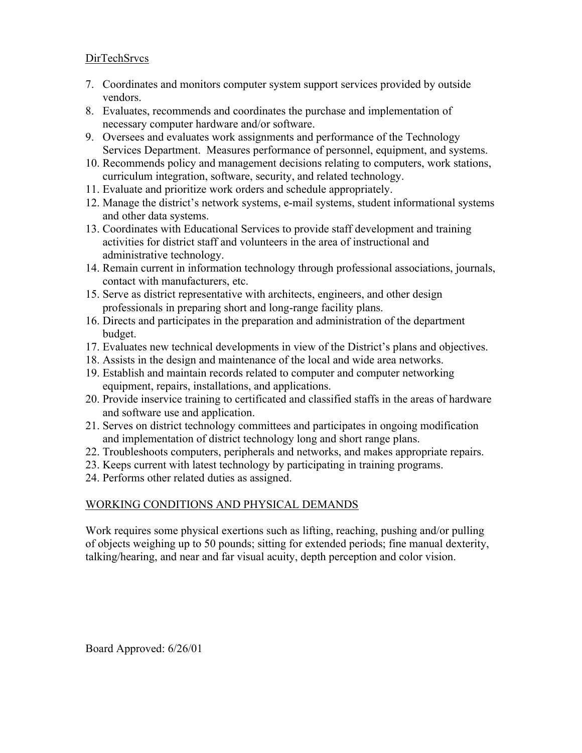7. Coordinates and monitors computer system support services provided by outside vendors.
8. Evaluates, recommends and coordinates the purchase and implementation of necessary computer hardware and/or software.
9. Oversees and evaluates work assignments and performance of the Technology Services Department. Measures performance of personnel, equipment, and systems.
10. Recommends policy and management decisions relating to computers, work stations, curriculum integration, software, security, and related technology.
11. Evaluate and prioritize work orders and schedule appropriately.
12. Manage the district's network systems, e-mail systems, student informational systems and other data systems.
13. Coordinates with Educational Services to provide staff development and training activities for district staff and volunteers in the area of instructional and administrative technology.
14. Remain current in information technology through professional associations, journals, contact with manufacturers, etc.
15. Serve as district representative with architects, engineers, and other design professionals in preparing short and long-range facility plans.
16. Directs and participates in the preparation and administration of the department budget.
17. Evaluates new technical developments in view of the District's plans and objectives.
18. Assists in the design and maintenance of the local and wide area networks.
19. Establish and maintain records related to computer and computer networking equipment, repairs, installations, and applications.
20. Provide inservice training to certificated and classified staffs in the areas of hardware and software use and application.
21. Serves on district technology committees and participates in ongoing modification and implementation of district technology long and short range plans.
22. Troubleshoots computers, peripherals and networks, and makes appropriate repairs.
23. Keeps current with latest technology by participating in training programs.
24. Performs other related duties as assigned.

## WORKING CONDITIONS AND PHYSICAL DEMANDS

Work requires some physical exertions such as lifting, reaching, pushing and/or pulling of objects weighing up to 50 pounds; sitting for extended periods; fine manual dexterity, talking/hearing, and near and far visual acuity, depth perception and color vision.

Board Approved: 6/26/01